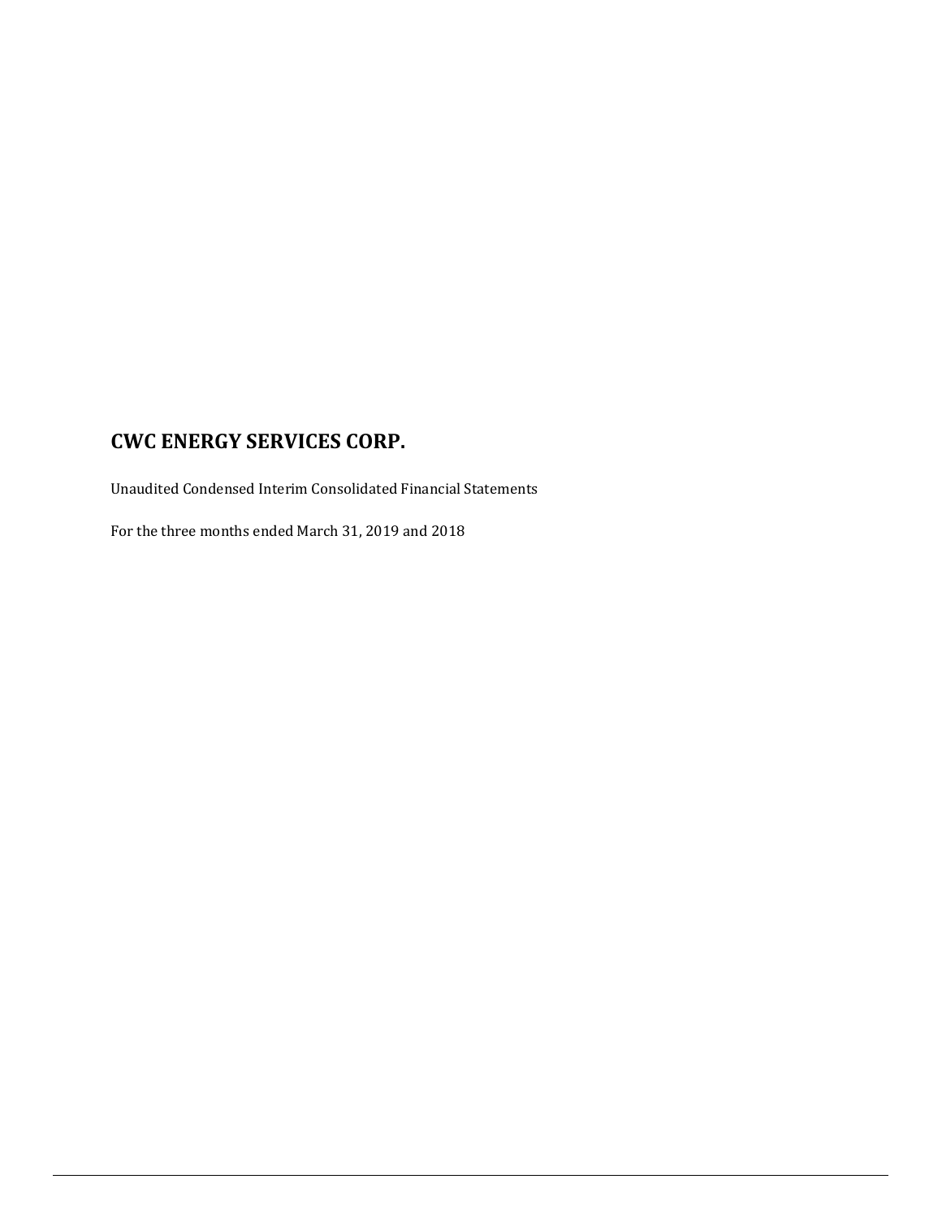# CWC ENERGY SERVICES CORP.

Unaudited Condensed Interim Consolidated Financial Statements

For the three months ended March 31, 2019 and 2018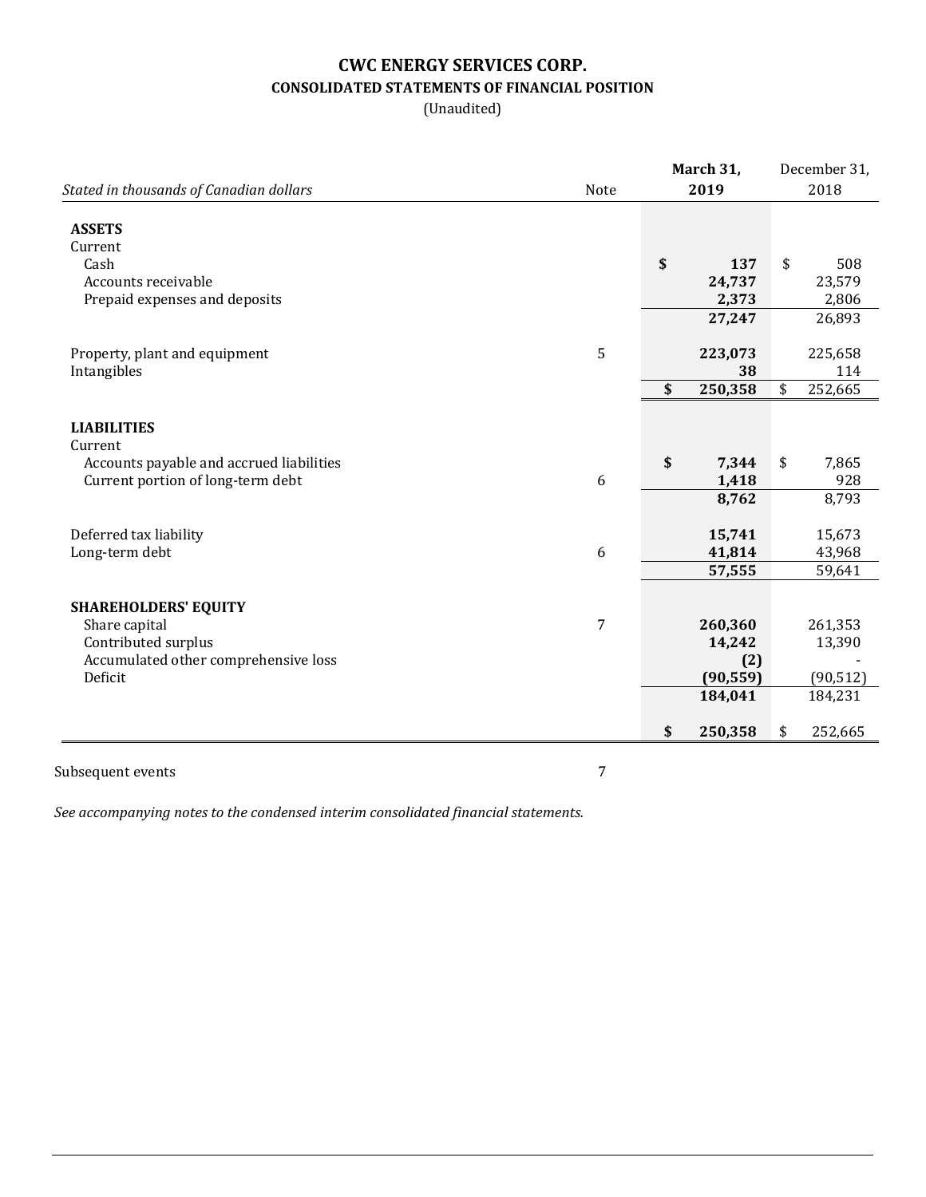# CWC ENERGY SERVICES CORP.

## CONSOLIDATED STATEMENTS OF FINANCIAL POSITION

(Unaudited)

| *Stated in thousands of Canadian dollars* | Note | **March 31, 2019** | December 31, 2018 |
|---|---|---|---|
| **ASSETS** | | | |
| Current | | | |
| Cash | | **$ 137** | $ 508 |
| Accounts receivable | | **24,737** | 23,579 |
| Prepaid expenses and deposits | | **2,373** | 2,806 |
| | | **27,247** | 26,893 |
| Property, plant and equipment | 5 | **223,073** | 225,658 |
| Intangibles | | **38** | 114 |
| | | **$ 250,358** | $ 252,665 |
| **LIABILITIES** | | | |
| Current | | | |
| Accounts payable and accrued liabilities | | **$ 7,344** | $ 7,865 |
| Current portion of long-term debt | 6 | **1,418** | 928 |
| | | **8,762** | 8,793 |
| Deferred tax liability | | **15,741** | 15,673 |
| Long-term debt | 6 | **41,814** | 43,968 |
| | | **57,555** | 59,641 |
| **SHAREHOLDERS' EQUITY** | | | |
| Share capital | 7 | **260,360** | 261,353 |
| Contributed surplus | | **14,242** | 13,390 |
| Accumulated other comprehensive loss | | **(2)** | - |
| Deficit | | **(90,559)** | (90,512) |
| | | **184,041** | 184,231 |
| | | **$ 250,358** | $ 252,665 |

Subsequent events 7

*See accompanying notes to the condensed interim consolidated financial statements.*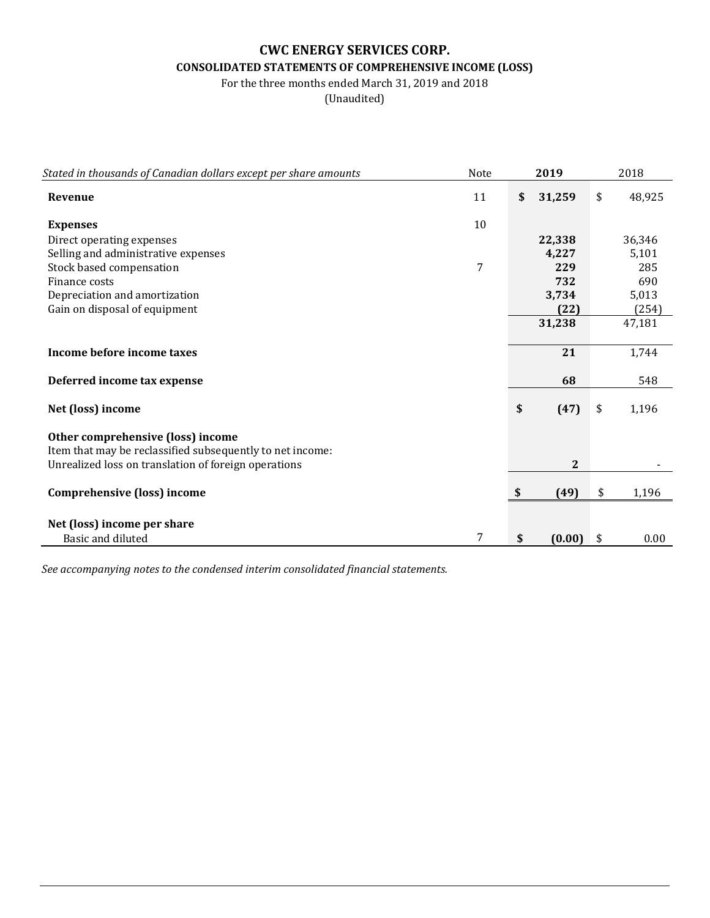# CWC ENERGY SERVICES CORP.

## CONSOLIDATED STATEMENTS OF COMPREHENSIVE INCOME (LOSS)

For the three months ended March 31, 2019 and 2018

(Unaudited)

| *Stated in thousands of Canadian dollars except per share amounts* | Note | 2019 | 2018 |
|---|---|---|---|
| **Revenue** | 11 | **$ 31,259** | $ 48,925 |
| **Expenses** | 10 | | |
| Direct operating expenses | | **22,338** | 36,346 |
| Selling and administrative expenses | | **4,227** | 5,101 |
| Stock based compensation | 7 | **229** | 285 |
| Finance costs | | **732** | 690 |
| Depreciation and amortization | | **3,734** | 5,013 |
| Gain on disposal of equipment | | **(22)** | (254) |
| | | **31,238** | 47,181 |
| **Income before income taxes** | | **21** | 1,744 |
| **Deferred income tax expense** | | **68** | 548 |
| **Net (loss) income** | | **$ (47)** | $ 1,196 |
| **Other comprehensive (loss) income** | | | |
| Item that may be reclassified subsequently to net income: | | | |
| Unrealized loss on translation of foreign operations | | **2** | - |
| **Comprehensive (loss) income** | | **$ (49)** | $ 1,196 |
| **Net (loss) income per share** | | | |
| Basic and diluted | 7 | **$ (0.00)** | $ 0.00 |

*See accompanying notes to the condensed interim consolidated financial statements.*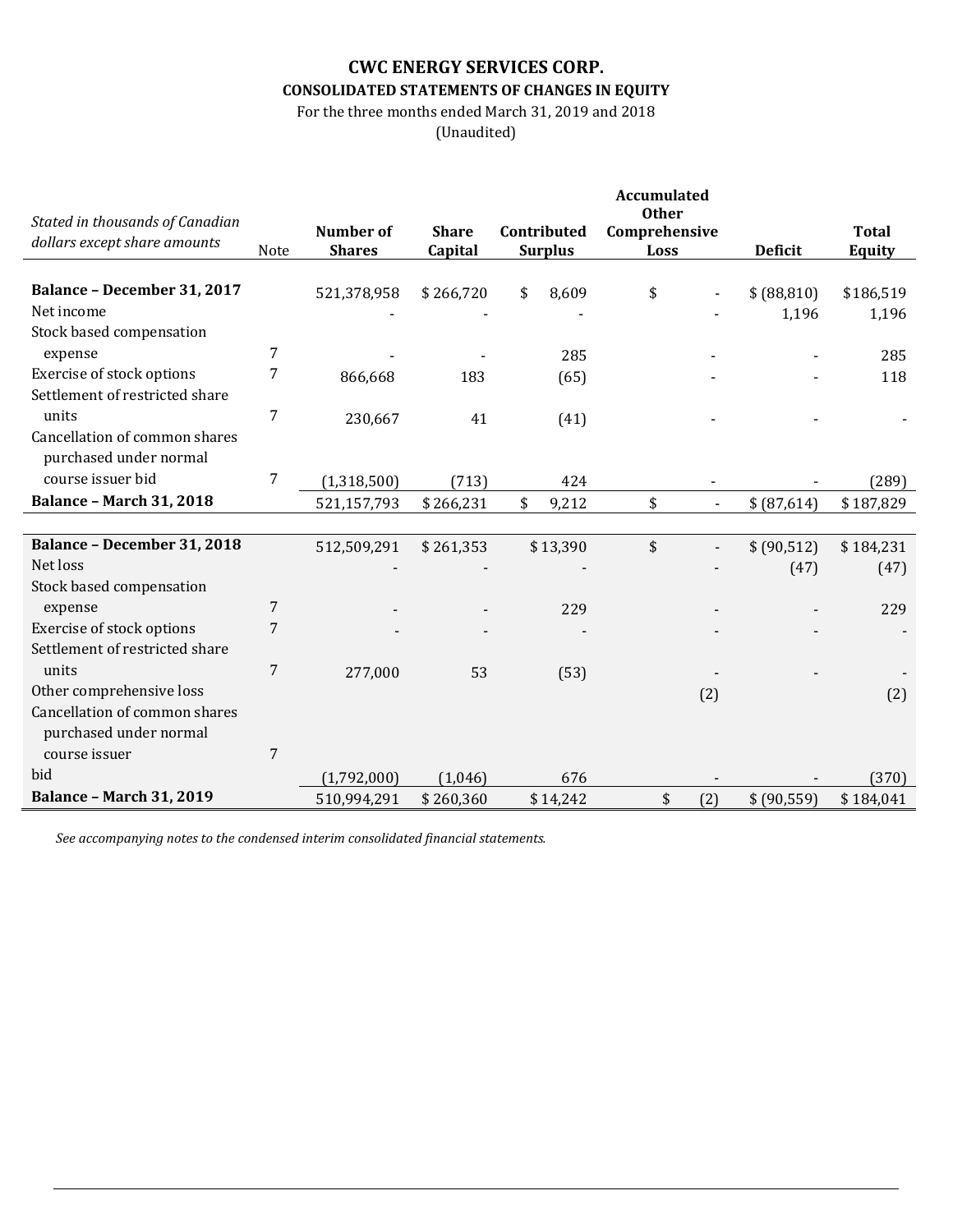# CWC ENERGY SERVICES CORP.

## CONSOLIDATED STATEMENTS OF CHANGES IN EQUITY

For the three months ended March 31, 2019 and 2018

(Unaudited)

| *Stated in thousands of Canadian dollars except share amounts* | Note | Number of Shares | Share Capital | Contributed Surplus | Accumulated Other Comprehensive Loss | Deficit | Total Equity |
|---|---|---|---|---|---|---|---|
| **Balance – December 31, 2017** | | 521,378,958 | $ 266,720 | $ 8,609 | $ - | $ (88,810) | $186,519 |
| Net income | | - | - | - | - | 1,196 | 1,196 |
| Stock based compensation expense | 7 | - | - | 285 | - | - | 285 |
| Exercise of stock options | 7 | 866,668 | 183 | (65) | - | - | 118 |
| Settlement of restricted share units | 7 | 230,667 | 41 | (41) | - | - | - |
| Cancellation of common shares purchased under normal course issuer bid | 7 | (1,318,500) | (713) | 424 | - | - | (289) |
| **Balance – March 31, 2018** | | 521,157,793 | $ 266,231 | $ 9,212 | $ - | $ (87,614) | $ 187,829 |
| | | | | | | | |
| **Balance – December 31, 2018** | | 512,509,291 | $ 261,353 | $ 13,390 | $ - | $ (90,512) | $ 184,231 |
| Net loss | | - | - | - | - | (47) | (47) |
| Stock based compensation expense | 7 | - | - | 229 | - | - | 229 |
| Exercise of stock options | 7 | - | - | - | - | - | - |
| Settlement of restricted share units | 7 | 277,000 | 53 | (53) | - | - | - |
| Other comprehensive loss | | | | | (2) | | (2) |
| Cancellation of common shares purchased under normal course issuer bid | 7 | (1,792,000) | (1,046) | 676 | - | - | (370) |
| **Balance – March 31, 2019** | | 510,994,291 | $ 260,360 | $ 14,242 | $ (2) | $ (90,559) | $ 184,041 |

*See accompanying notes to the condensed interim consolidated financial statements.*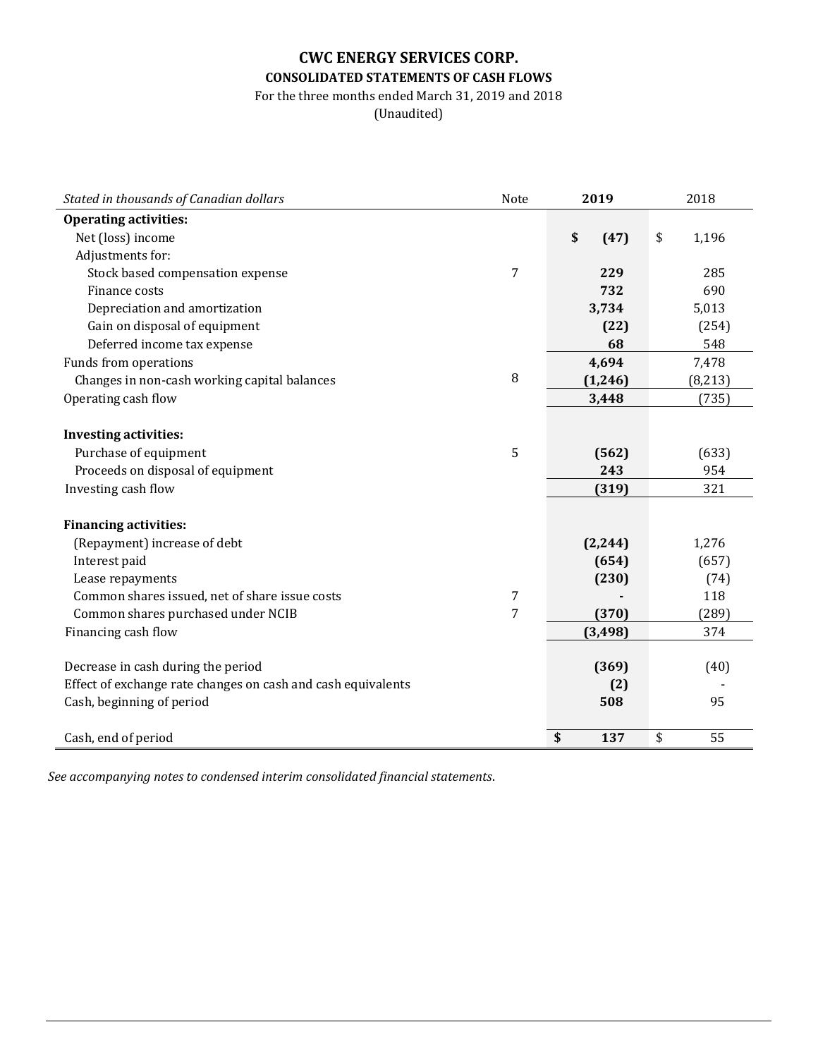# CWC ENERGY SERVICES CORP.

## CONSOLIDATED STATEMENTS OF CASH FLOWS

For the three months ended March 31, 2019 and 2018

(Unaudited)

| *Stated in thousands of Canadian dollars* | Note | **2019** | 2018 |
|---|---|---|---|
| **Operating activities:** | | | |
| Net (loss) income | | **$ (47)** | $ 1,196 |
| Adjustments for: | | | |
| Stock based compensation expense | 7 | **229** | 285 |
| Finance costs | | **732** | 690 |
| Depreciation and amortization | | **3,734** | 5,013 |
| Gain on disposal of equipment | | **(22)** | (254) |
| Deferred income tax expense | | **68** | 548 |
| Funds from operations | | **4,694** | 7,478 |
| Changes in non-cash working capital balances | 8 | **(1,246)** | (8,213) |
| Operating cash flow | | **3,448** | (735) |
| | | | |
| **Investing activities:** | | | |
| Purchase of equipment | 5 | **(562)** | (633) |
| Proceeds on disposal of equipment | | **243** | 954 |
| Investing cash flow | | **(319)** | 321 |
| | | | |
| **Financing activities:** | | | |
| (Repayment) increase of debt | | **(2,244)** | 1,276 |
| Interest paid | | **(654)** | (657) |
| Lease repayments | | **(230)** | (74) |
| Common shares issued, net of share issue costs | 7 | **-** | 118 |
| Common shares purchased under NCIB | 7 | **(370)** | (289) |
| Financing cash flow | | **(3,498)** | 374 |
| | | | |
| Decrease in cash during the period | | **(369)** | (40) |
| Effect of exchange rate changes on cash and cash equivalents | | **(2)** | - |
| Cash, beginning of period | | **508** | 95 |
| | | | |
| Cash, end of period | | **$ 137** | $ 55 |

*See accompanying notes to condensed interim consolidated financial statements.*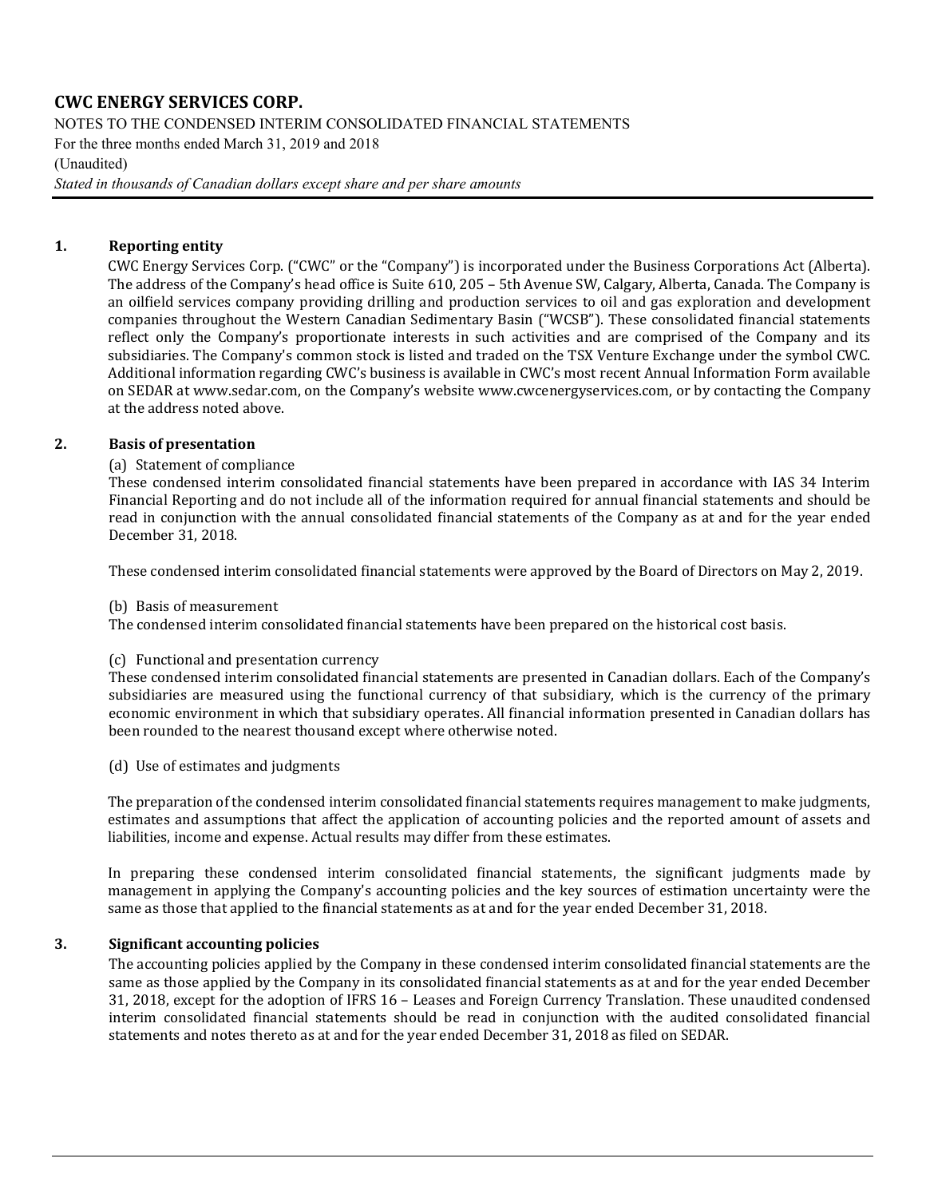# CWC ENERGY SERVICES CORP.

NOTES TO THE CONDENSED INTERIM CONSOLIDATED FINANCIAL STATEMENTS
For the three months ended March 31, 2019 and 2018
(Unaudited)
*Stated in thousands of Canadian dollars except share and per share amounts*

## 1. Reporting entity

CWC Energy Services Corp. ("CWC" or the "Company") is incorporated under the Business Corporations Act (Alberta). The address of the Company's head office is Suite 610, 205 – 5th Avenue SW, Calgary, Alberta, Canada. The Company is an oilfield services company providing drilling and production services to oil and gas exploration and development companies throughout the Western Canadian Sedimentary Basin ("WCSB"). These consolidated financial statements reflect only the Company's proportionate interests in such activities and are comprised of the Company and its subsidiaries. The Company's common stock is listed and traded on the TSX Venture Exchange under the symbol CWC. Additional information regarding CWC's business is available in CWC's most recent Annual Information Form available on SEDAR at www.sedar.com, on the Company's website www.cwcenergyservices.com, or by contacting the Company at the address noted above.

## 2. Basis of presentation

(a) Statement of compliance

These condensed interim consolidated financial statements have been prepared in accordance with IAS 34 Interim Financial Reporting and do not include all of the information required for annual financial statements and should be read in conjunction with the annual consolidated financial statements of the Company as at and for the year ended December 31, 2018.

These condensed interim consolidated financial statements were approved by the Board of Directors on May 2, 2019.

(b) Basis of measurement

The condensed interim consolidated financial statements have been prepared on the historical cost basis.

(c) Functional and presentation currency

These condensed interim consolidated financial statements are presented in Canadian dollars. Each of the Company's subsidiaries are measured using the functional currency of that subsidiary, which is the currency of the primary economic environment in which that subsidiary operates. All financial information presented in Canadian dollars has been rounded to the nearest thousand except where otherwise noted.

(d) Use of estimates and judgments

The preparation of the condensed interim consolidated financial statements requires management to make judgments, estimates and assumptions that affect the application of accounting policies and the reported amount of assets and liabilities, income and expense. Actual results may differ from these estimates.

In preparing these condensed interim consolidated financial statements, the significant judgments made by management in applying the Company's accounting policies and the key sources of estimation uncertainty were the same as those that applied to the financial statements as at and for the year ended December 31, 2018.

## 3. Significant accounting policies

The accounting policies applied by the Company in these condensed interim consolidated financial statements are the same as those applied by the Company in its consolidated financial statements as at and for the year ended December 31, 2018, except for the adoption of IFRS 16 – Leases and Foreign Currency Translation. These unaudited condensed interim consolidated financial statements should be read in conjunction with the audited consolidated financial statements and notes thereto as at and for the year ended December 31, 2018 as filed on SEDAR.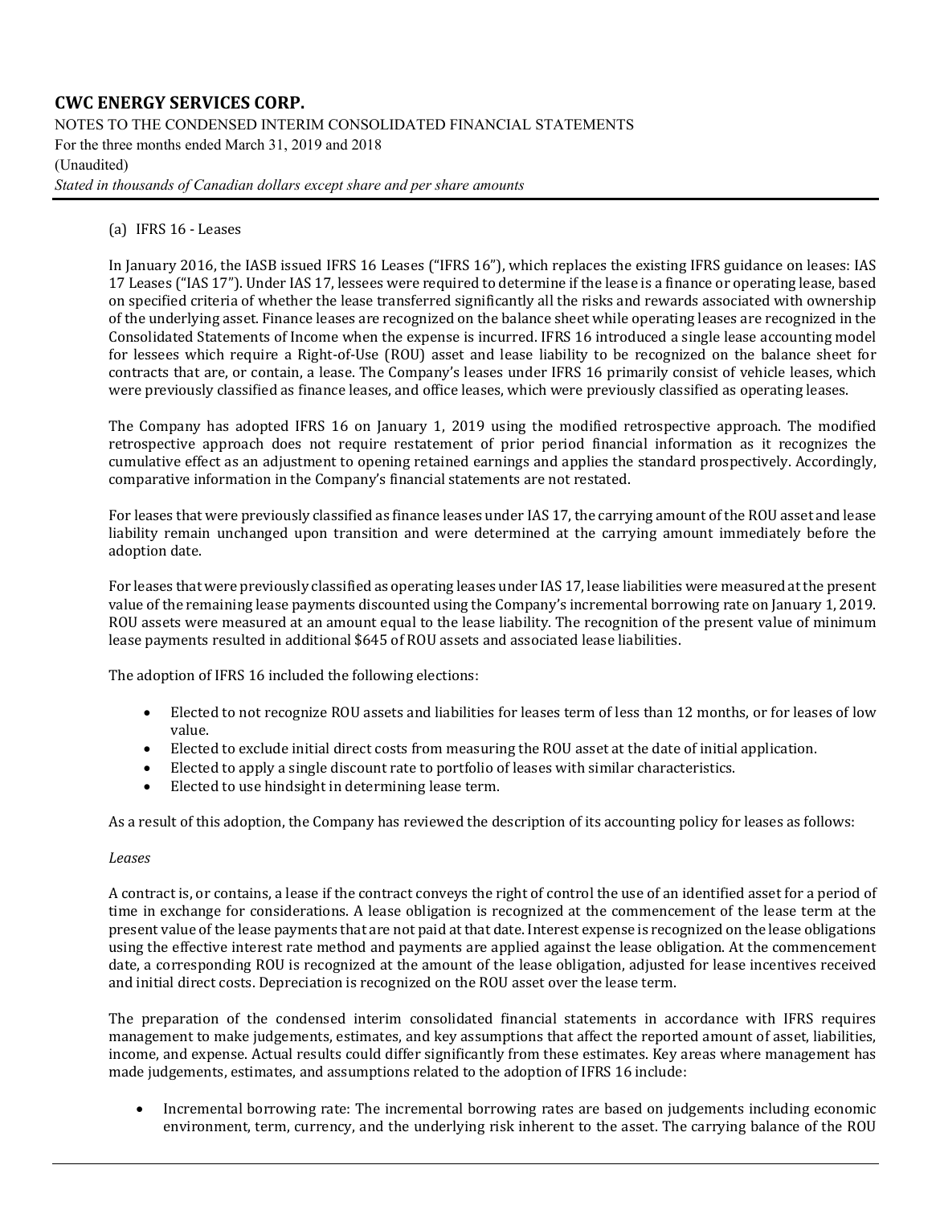(a) IFRS 16 - Leases

In January 2016, the IASB issued IFRS 16 Leases ("IFRS 16"), which replaces the existing IFRS guidance on leases: IAS 17 Leases ("IAS 17"). Under IAS 17, lessees were required to determine if the lease is a finance or operating lease, based on specified criteria of whether the lease transferred significantly all the risks and rewards associated with ownership of the underlying asset. Finance leases are recognized on the balance sheet while operating leases are recognized in the Consolidated Statements of Income when the expense is incurred. IFRS 16 introduced a single lease accounting model for lessees which require a Right-of-Use (ROU) asset and lease liability to be recognized on the balance sheet for contracts that are, or contain, a lease. The Company's leases under IFRS 16 primarily consist of vehicle leases, which were previously classified as finance leases, and office leases, which were previously classified as operating leases.

The Company has adopted IFRS 16 on January 1, 2019 using the modified retrospective approach. The modified retrospective approach does not require restatement of prior period financial information as it recognizes the cumulative effect as an adjustment to opening retained earnings and applies the standard prospectively. Accordingly, comparative information in the Company's financial statements are not restated.

For leases that were previously classified as finance leases under IAS 17, the carrying amount of the ROU asset and lease liability remain unchanged upon transition and were determined at the carrying amount immediately before the adoption date.

For leases that were previously classified as operating leases under IAS 17, lease liabilities were measured at the present value of the remaining lease payments discounted using the Company's incremental borrowing rate on January 1, 2019. ROU assets were measured at an amount equal to the lease liability. The recognition of the present value of minimum lease payments resulted in additional $645 of ROU assets and associated lease liabilities.

The adoption of IFRS 16 included the following elections:

- Elected to not recognize ROU assets and liabilities for leases term of less than 12 months, or for leases of low value.
- Elected to exclude initial direct costs from measuring the ROU asset at the date of initial application.
- Elected to apply a single discount rate to portfolio of leases with similar characteristics.
- Elected to use hindsight in determining lease term.

As a result of this adoption, the Company has reviewed the description of its accounting policy for leases as follows:

*Leases*

A contract is, or contains, a lease if the contract conveys the right of control the use of an identified asset for a period of time in exchange for considerations. A lease obligation is recognized at the commencement of the lease term at the present value of the lease payments that are not paid at that date. Interest expense is recognized on the lease obligations using the effective interest rate method and payments are applied against the lease obligation. At the commencement date, a corresponding ROU is recognized at the amount of the lease obligation, adjusted for lease incentives received and initial direct costs. Depreciation is recognized on the ROU asset over the lease term.

The preparation of the condensed interim consolidated financial statements in accordance with IFRS requires management to make judgements, estimates, and key assumptions that affect the reported amount of asset, liabilities, income, and expense. Actual results could differ significantly from these estimates. Key areas where management has made judgements, estimates, and assumptions related to the adoption of IFRS 16 include:

- Incremental borrowing rate: The incremental borrowing rates are based on judgements including economic environment, term, currency, and the underlying risk inherent to the asset. The carrying balance of the ROU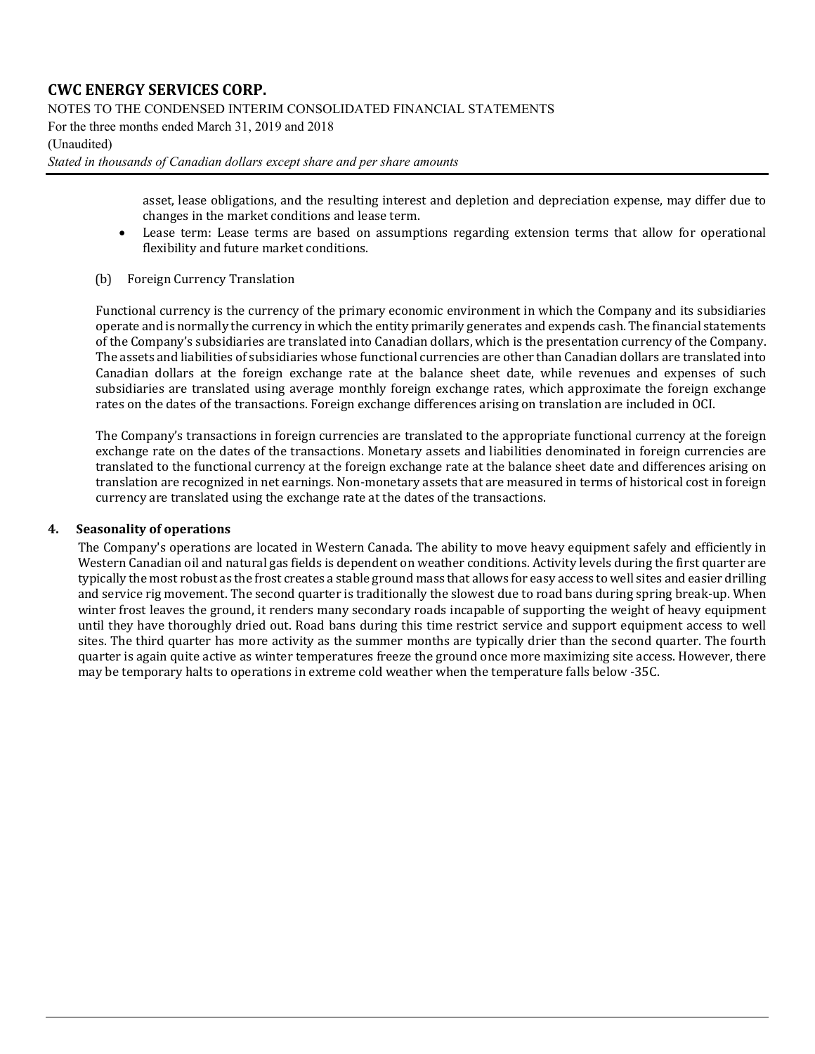asset, lease obligations, and the resulting interest and depletion and depreciation expense, may differ due to changes in the market conditions and lease term.

- Lease term: Lease terms are based on assumptions regarding extension terms that allow for operational flexibility and future market conditions.

(b) Foreign Currency Translation

Functional currency is the currency of the primary economic environment in which the Company and its subsidiaries operate and is normally the currency in which the entity primarily generates and expends cash. The financial statements of the Company's subsidiaries are translated into Canadian dollars, which is the presentation currency of the Company. The assets and liabilities of subsidiaries whose functional currencies are other than Canadian dollars are translated into Canadian dollars at the foreign exchange rate at the balance sheet date, while revenues and expenses of such subsidiaries are translated using average monthly foreign exchange rates, which approximate the foreign exchange rates on the dates of the transactions. Foreign exchange differences arising on translation are included in OCI.

The Company's transactions in foreign currencies are translated to the appropriate functional currency at the foreign exchange rate on the dates of the transactions. Monetary assets and liabilities denominated in foreign currencies are translated to the functional currency at the foreign exchange rate at the balance sheet date and differences arising on translation are recognized in net earnings. Non-monetary assets that are measured in terms of historical cost in foreign currency are translated using the exchange rate at the dates of the transactions.

## 4. Seasonality of operations

The Company's operations are located in Western Canada. The ability to move heavy equipment safely and efficiently in Western Canadian oil and natural gas fields is dependent on weather conditions. Activity levels during the first quarter are typically the most robust as the frost creates a stable ground mass that allows for easy access to well sites and easier drilling and service rig movement. The second quarter is traditionally the slowest due to road bans during spring break-up. When winter frost leaves the ground, it renders many secondary roads incapable of supporting the weight of heavy equipment until they have thoroughly dried out. Road bans during this time restrict service and support equipment access to well sites. The third quarter has more activity as the summer months are typically drier than the second quarter. The fourth quarter is again quite active as winter temperatures freeze the ground once more maximizing site access. However, there may be temporary halts to operations in extreme cold weather when the temperature falls below -35C.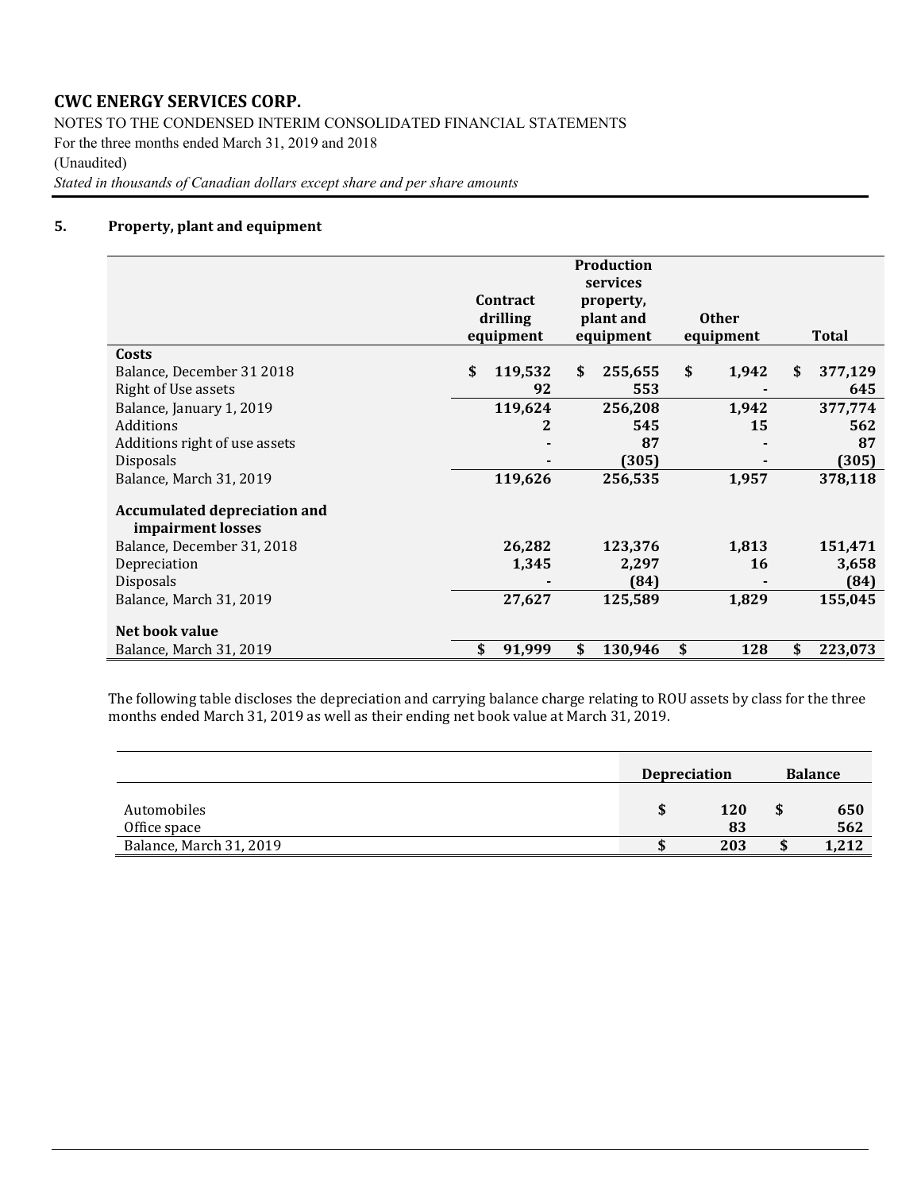**CWC ENERGY SERVICES CORP.**

NOTES TO THE CONDENSED INTERIM CONSOLIDATED FINANCIAL STATEMENTS

For the three months ended March 31, 2019 and 2018

(Unaudited)

*Stated in thousands of Canadian dollars except share and per share amounts*

## 5. Property, plant and equipment

| | Contract drilling equipment | Production services property, plant and equipment | Other equipment | Total |
|---|---|---|---|---|
| **Costs** | | | | |
| Balance, December 31 2018 | $ 119,532 | $ 255,655 | $ 1,942 | $ 377,129 |
| Right of Use assets | 92 | 553 | - | 645 |
| Balance, January 1, 2019 | 119,624 | 256,208 | 1,942 | 377,774 |
| Additions | 2 | 545 | 15 | 562 |
| Additions right of use assets | - | 87 | - | 87 |
| Disposals | - | (305) | - | (305) |
| Balance, March 31, 2019 | 119,626 | 256,535 | 1,957 | 378,118 |
| **Accumulated depreciation and impairment losses** | | | | |
| Balance, December 31, 2018 | 26,282 | 123,376 | 1,813 | 151,471 |
| Depreciation | 1,345 | 2,297 | 16 | 3,658 |
| Disposals | - | (84) | - | (84) |
| Balance, March 31, 2019 | 27,627 | 125,589 | 1,829 | 155,045 |
| **Net book value** | | | | |
| Balance, March 31, 2019 | $ 91,999 | $ 130,946 | $ 128 | $ 223,073 |

The following table discloses the depreciation and carrying balance charge relating to ROU assets by class for the three months ended March 31, 2019 as well as their ending net book value at March 31, 2019.

| | Depreciation | Balance |
|---|---|---|
| Automobiles | $ 120 | $ 650 |
| Office space | 83 | 562 |
| Balance, March 31, 2019 | $ 203 | $ 1,212 |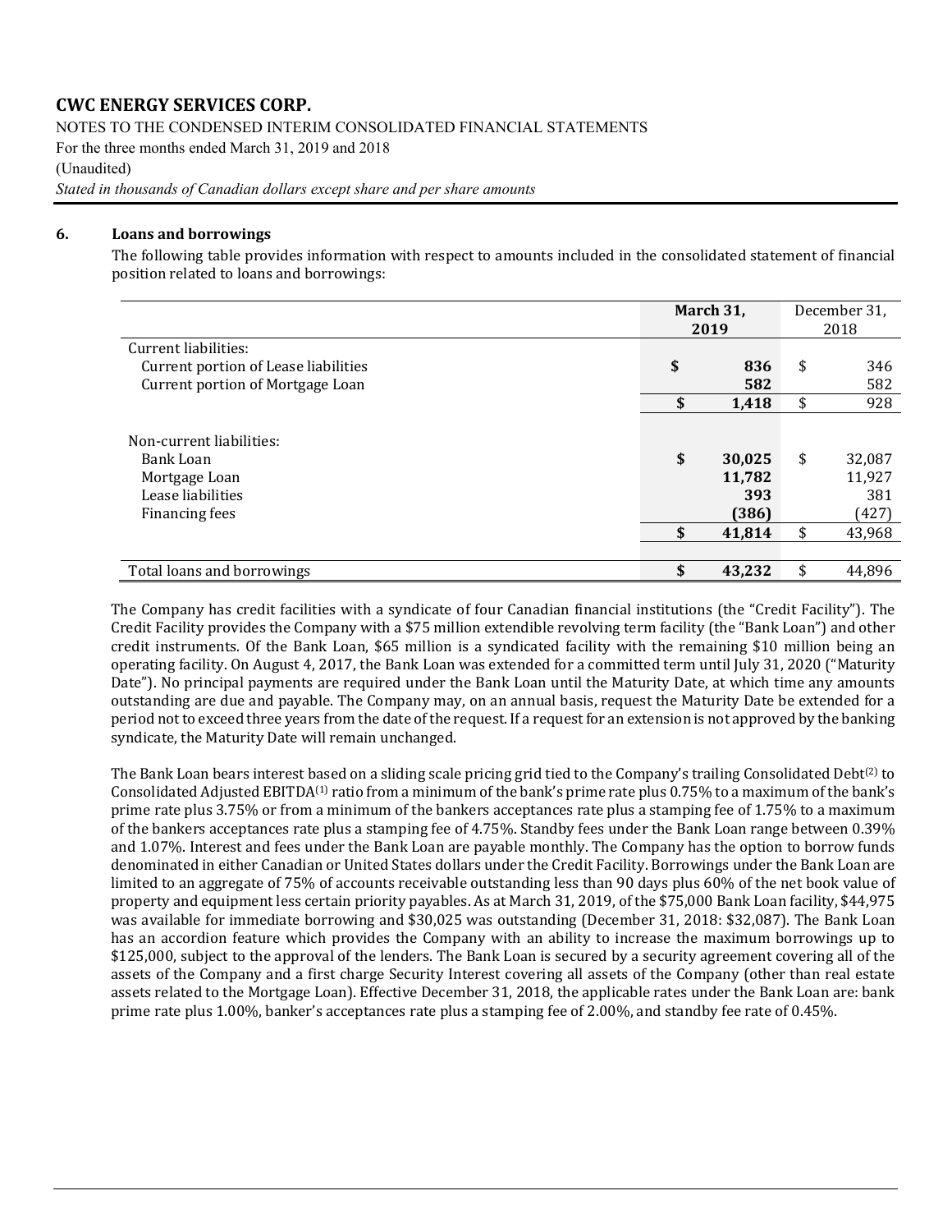## 6. Loans and borrowings

The following table provides information with respect to amounts included in the consolidated statement of financial position related to loans and borrowings:

| | March 31, 2019 | December 31, 2018 |
|---|---|---|
| Current liabilities: | | |
| Current portion of Lease liabilities | **$ 836** | $ 346 |
| Current portion of Mortgage Loan | **582** | 582 |
| | **$ 1,418** | $ 928 |
| | | |
| Non-current liabilities: | | |
| Bank Loan | **$ 30,025** | $ 32,087 |
| Mortgage Loan | **11,782** | 11,927 |
| Lease liabilities | **393** | 381 |
| Financing fees | **(386)** | (427) |
| | **$ 41,814** | $ 43,968 |
| | | |
| Total loans and borrowings | **$ 43,232** | $ 44,896 |

The Company has credit facilities with a syndicate of four Canadian financial institutions (the "Credit Facility"). The Credit Facility provides the Company with a $75 million extendible revolving term facility (the "Bank Loan") and other credit instruments. Of the Bank Loan, $65 million is a syndicated facility with the remaining $10 million being an operating facility. On August 4, 2017, the Bank Loan was extended for a committed term until July 31, 2020 ("Maturity Date"). No principal payments are required under the Bank Loan until the Maturity Date, at which time any amounts outstanding are due and payable. The Company may, on an annual basis, request the Maturity Date be extended for a period not to exceed three years from the date of the request. If a request for an extension is not approved by the banking syndicate, the Maturity Date will remain unchanged.

The Bank Loan bears interest based on a sliding scale pricing grid tied to the Company's trailing Consolidated Debt[2] to Consolidated Adjusted EBITDA[1] ratio from a minimum of the bank's prime rate plus 0.75% to a maximum of the bank's prime rate plus 3.75% or from a minimum of the bankers acceptances rate plus a stamping fee of 1.75% to a maximum of the bankers acceptances rate plus a stamping fee of 4.75%. Standby fees under the Bank Loan range between 0.39% and 1.07%. Interest and fees under the Bank Loan are payable monthly. The Company has the option to borrow funds denominated in either Canadian or United States dollars under the Credit Facility. Borrowings under the Bank Loan are limited to an aggregate of 75% of accounts receivable outstanding less than 90 days plus 60% of the net book value of property and equipment less certain priority payables. As at March 31, 2019, of the $75,000 Bank Loan facility, $44,975 was available for immediate borrowing and $30,025 was outstanding (December 31, 2018: $32,087). The Bank Loan has an accordion feature which provides the Company with an ability to increase the maximum borrowings up to $125,000, subject to the approval of the lenders. The Bank Loan is secured by a security agreement covering all of the assets of the Company and a first charge Security Interest covering all assets of the Company (other than real estate assets related to the Mortgage Loan). Effective December 31, 2018, the applicable rates under the Bank Loan are: bank prime rate plus 1.00%, banker's acceptances rate plus a stamping fee of 2.00%, and standby fee rate of 0.45%.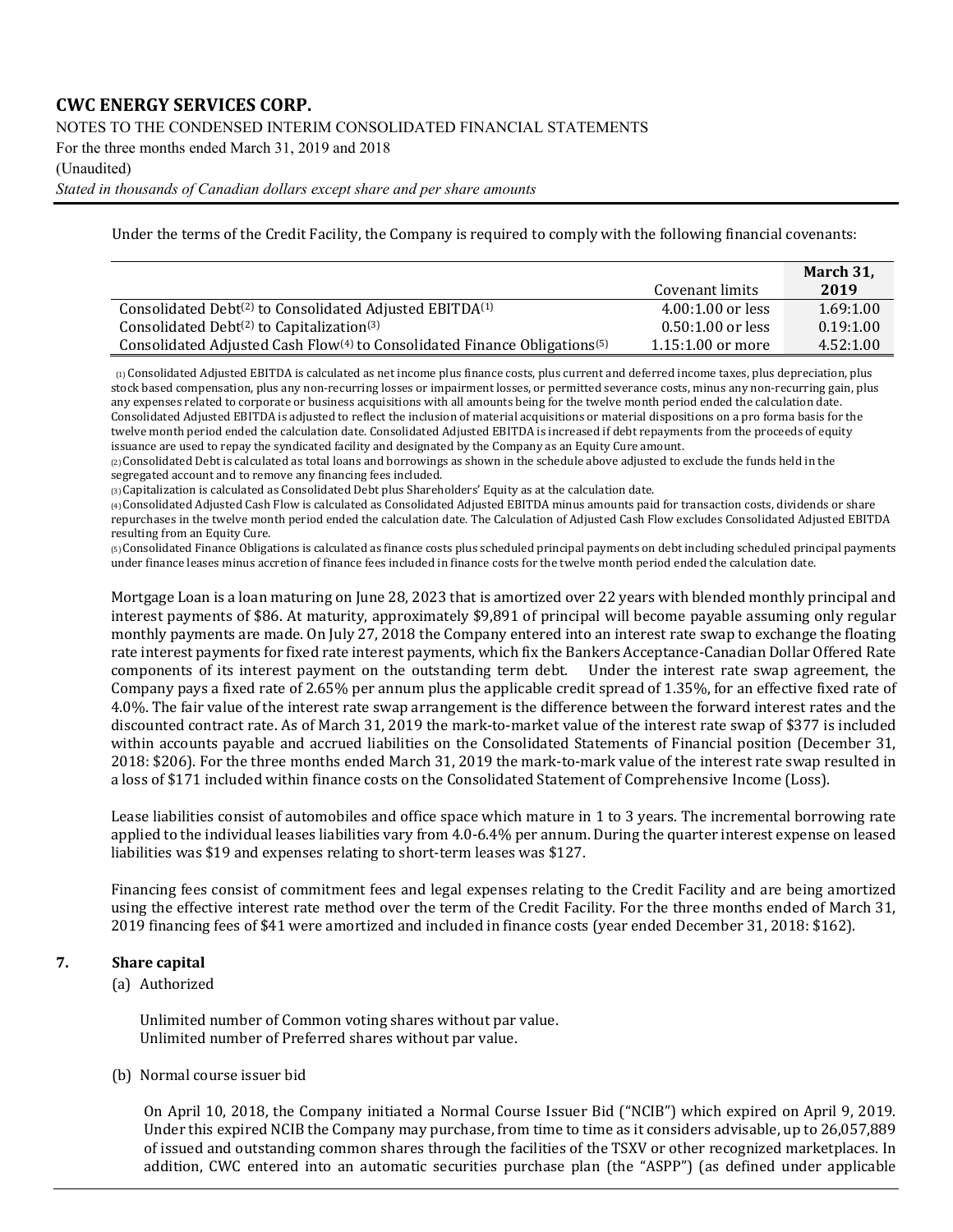Under the terms of the Credit Facility, the Company is required to comply with the following financial covenants:

| | Covenant limits | March 31, 2019 |
|---|---|---|
| Consolidated Debt[2] to Consolidated Adjusted EBITDA[1] | 4.00:1.00 or less | 1.69:1.00 |
| Consolidated Debt[2] to Capitalization[3] | 0.50:1.00 or less | 0.19:1.00 |
| Consolidated Adjusted Cash Flow[4] to Consolidated Finance Obligations[5] | 1.15:1.00 or more | 4.52:1.00 |

(1) Consolidated Adjusted EBITDA is calculated as net income plus finance costs, plus current and deferred income taxes, plus depreciation, plus stock based compensation, plus any non-recurring losses or impairment losses, or permitted severance costs, minus any non-recurring gain, plus any expenses related to corporate or business acquisitions with all amounts being for the twelve month period ended the calculation date. Consolidated Adjusted EBITDA is adjusted to reflect the inclusion of material acquisitions or material dispositions on a pro forma basis for the twelve month period ended the calculation date. Consolidated Adjusted EBITDA is increased if debt repayments from the proceeds of equity issuance are used to repay the syndicated facility and designated by the Company as an Equity Cure amount.
(2) Consolidated Debt is calculated as total loans and borrowings as shown in the schedule above adjusted to exclude the funds held in the segregated account and to remove any financing fees included.
(3) Capitalization is calculated as Consolidated Debt plus Shareholders' Equity as at the calculation date.
(4) Consolidated Adjusted Cash Flow is calculated as Consolidated Adjusted EBITDA minus amounts paid for transaction costs, dividends or share repurchases in the twelve month period ended the calculation date. The Calculation of Adjusted Cash Flow excludes Consolidated Adjusted EBITDA resulting from an Equity Cure.
(5) Consolidated Finance Obligations is calculated as finance costs plus scheduled principal payments on debt including scheduled principal payments under finance leases minus accretion of finance fees included in finance costs for the twelve month period ended the calculation date.

Mortgage Loan is a loan maturing on June 28, 2023 that is amortized over 22 years with blended monthly principal and interest payments of $86. At maturity, approximately $9,891 of principal will become payable assuming only regular monthly payments are made. On July 27, 2018 the Company entered into an interest rate swap to exchange the floating rate interest payments for fixed rate interest payments, which fix the Bankers Acceptance-Canadian Dollar Offered Rate components of its interest payment on the outstanding term debt. Under the interest rate swap agreement, the Company pays a fixed rate of 2.65% per annum plus the applicable credit spread of 1.35%, for an effective fixed rate of 4.0%. The fair value of the interest rate swap arrangement is the difference between the forward interest rates and the discounted contract rate. As of March 31, 2019 the mark-to-market value of the interest rate swap of $377 is included within accounts payable and accrued liabilities on the Consolidated Statements of Financial position (December 31, 2018: $206). For the three months ended March 31, 2019 the mark-to-mark value of the interest rate swap resulted in a loss of $171 included within finance costs on the Consolidated Statement of Comprehensive Income (Loss).

Lease liabilities consist of automobiles and office space which mature in 1 to 3 years. The incremental borrowing rate applied to the individual leases liabilities vary from 4.0-6.4% per annum. During the quarter interest expense on leased liabilities was $19 and expenses relating to short-term leases was $127.

Financing fees consist of commitment fees and legal expenses relating to the Credit Facility and are being amortized using the effective interest rate method over the term of the Credit Facility. For the three months ended of March 31, 2019 financing fees of $41 were amortized and included in finance costs (year ended December 31, 2018: $162).

## 7. Share capital

(a) Authorized

Unlimited number of Common voting shares without par value.
Unlimited number of Preferred shares without par value.

(b) Normal course issuer bid

On April 10, 2018, the Company initiated a Normal Course Issuer Bid ("NCIB") which expired on April 9, 2019. Under this expired NCIB the Company may purchase, from time to time as it considers advisable, up to 26,057,889 of issued and outstanding common shares through the facilities of the TSXV or other recognized marketplaces. In addition, CWC entered into an automatic securities purchase plan (the "ASPP") (as defined under applicable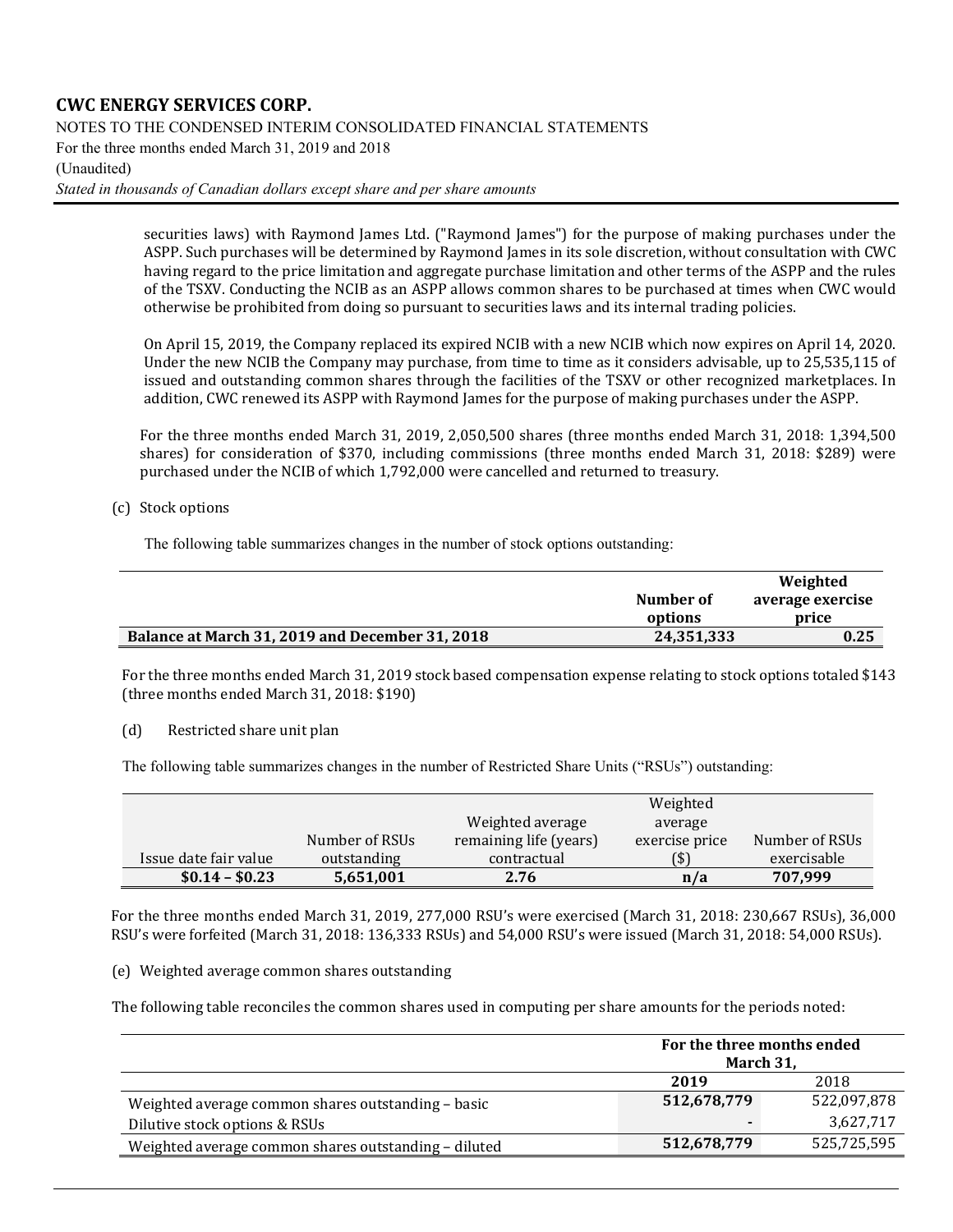securities laws) with Raymond James Ltd. ("Raymond James") for the purpose of making purchases under the ASPP. Such purchases will be determined by Raymond James in its sole discretion, without consultation with CWC having regard to the price limitation and aggregate purchase limitation and other terms of the ASPP and the rules of the TSXV. Conducting the NCIB as an ASPP allows common shares to be purchased at times when CWC would otherwise be prohibited from doing so pursuant to securities laws and its internal trading policies.

On April 15, 2019, the Company replaced its expired NCIB with a new NCIB which now expires on April 14, 2020. Under the new NCIB the Company may purchase, from time to time as it considers advisable, up to 25,535,115 of issued and outstanding common shares through the facilities of the TSXV or other recognized marketplaces. In addition, CWC renewed its ASPP with Raymond James for the purpose of making purchases under the ASPP.

For the three months ended March 31, 2019, 2,050,500 shares (three months ended March 31, 2018: 1,394,500 shares) for consideration of $370, including commissions (three months ended March 31, 2018: $289) were purchased under the NCIB of which 1,792,000 were cancelled and returned to treasury.

(c) Stock options

The following table summarizes changes in the number of stock options outstanding:

| | Number of options | Weighted average exercise price |
|---|---|---|
| **Balance at March 31, 2019 and December 31, 2018** | **24,351,333** | **0.25** |

For the three months ended March 31, 2019 stock based compensation expense relating to stock options totaled $143 (three months ended March 31, 2018: $190)

(d) Restricted share unit plan

The following table summarizes changes in the number of Restricted Share Units ("RSUs") outstanding:

| Issue date fair value | Number of RSUs outstanding | Weighted average remaining life (years) contractual | Weighted average exercise price ($) | Number of RSUs exercisable |
|---|---|---|---|---|
| **$0.14 – $0.23** | **5,651,001** | **2.76** | **n/a** | **707,999** |

For the three months ended March 31, 2019, 277,000 RSU's were exercised (March 31, 2018: 230,667 RSUs), 36,000 RSU's were forfeited (March 31, 2018: 136,333 RSUs) and 54,000 RSU's were issued (March 31, 2018: 54,000 RSUs).

(e) Weighted average common shares outstanding

The following table reconciles the common shares used in computing per share amounts for the periods noted:

| | For the three months ended March 31, | |
|---|---|---|
| | **2019** | 2018 |
| Weighted average common shares outstanding – basic | **512,678,779** | 522,097,878 |
| Dilutive stock options & RSUs | **-** | 3,627,717 |
| Weighted average common shares outstanding – diluted | **512,678,779** | 525,725,595 |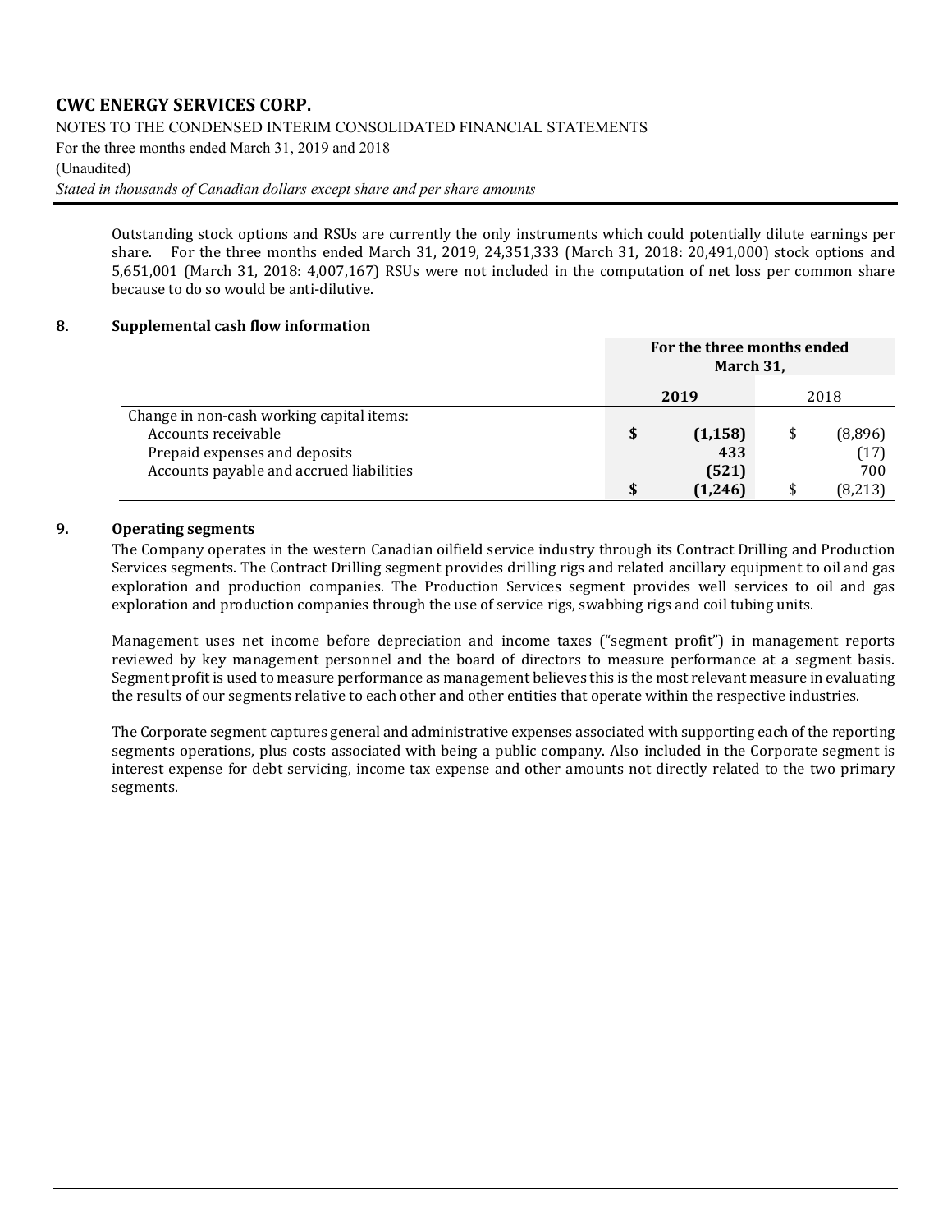Outstanding stock options and RSUs are currently the only instruments which could potentially dilute earnings per share. For the three months ended March 31, 2019, 24,351,333 (March 31, 2018: 20,491,000) stock options and 5,651,001 (March 31, 2018: 4,007,167) RSUs were not included in the computation of net loss per common share because to do so would be anti-dilutive.

## 8. Supplemental cash flow information

| | For the three months ended March 31, | |
|---|---|---|
| | **2019** | 2018 |
| Change in non-cash working capital items: | | |
| Accounts receivable | **$ (1,158)** | $ (8,896) |
| Prepaid expenses and deposits | **433** | (17) |
| Accounts payable and accrued liabilities | **(521)** | 700 |
| | **$ (1,246)** | $ (8,213) |

## 9. Operating segments

The Company operates in the western Canadian oilfield service industry through its Contract Drilling and Production Services segments. The Contract Drilling segment provides drilling rigs and related ancillary equipment to oil and gas exploration and production companies. The Production Services segment provides well services to oil and gas exploration and production companies through the use of service rigs, swabbing rigs and coil tubing units.

Management uses net income before depreciation and income taxes ("segment profit") in management reports reviewed by key management personnel and the board of directors to measure performance at a segment basis. Segment profit is used to measure performance as management believes this is the most relevant measure in evaluating the results of our segments relative to each other and other entities that operate within the respective industries.

The Corporate segment captures general and administrative expenses associated with supporting each of the reporting segments operations, plus costs associated with being a public company. Also included in the Corporate segment is interest expense for debt servicing, income tax expense and other amounts not directly related to the two primary segments.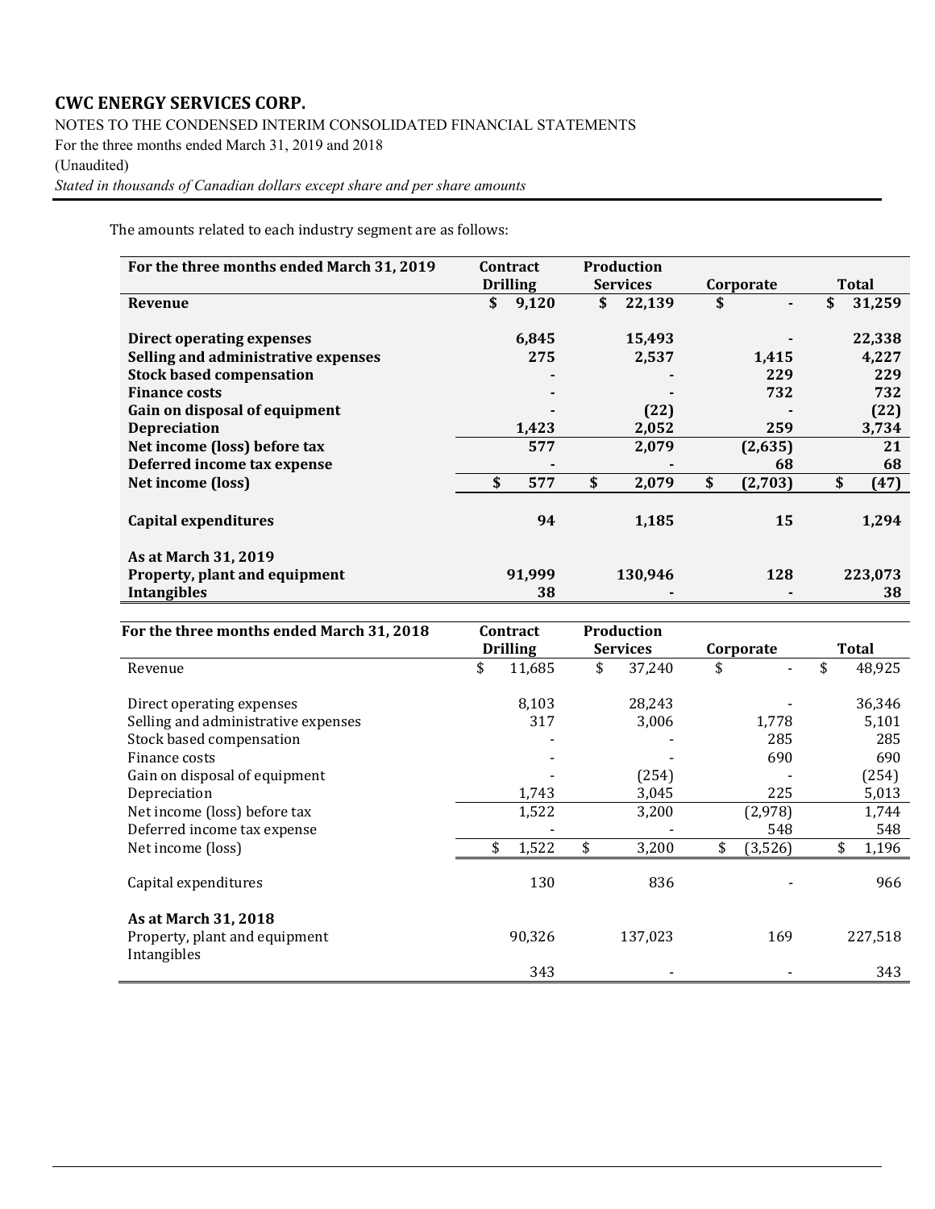The amounts related to each industry segment are as follows:

| **For the three months ended March 31, 2019** | **Contract Drilling** | **Production Services** | **Corporate** | **Total** |
|---|---|---|---|---|
| **Revenue** | **$ 9,120** | **$ 22,139** | **$ -** | **$ 31,259** |
| | | | | |
| **Direct operating expenses** | **6,845** | **15,493** | **-** | **22,338** |
| **Selling and administrative expenses** | **275** | **2,537** | **1,415** | **4,227** |
| **Stock based compensation** | **-** | **-** | **229** | **229** |
| **Finance costs** | **-** | **-** | **732** | **732** |
| **Gain on disposal of equipment** | **-** | **(22)** | **-** | **(22)** |
| **Depreciation** | **1,423** | **2,052** | **259** | **3,734** |
| **Net income (loss) before tax** | **577** | **2,079** | **(2,635)** | **21** |
| **Deferred income tax expense** | **-** | **-** | **68** | **68** |
| **Net income (loss)** | **$ 577** | **$ 2,079** | **$ (2,703)** | **$ (47)** |
| | | | | |
| **Capital expenditures** | **94** | **1,185** | **15** | **1,294** |
| | | | | |
| **As at March 31, 2019** | | | | |
| **Property, plant and equipment** | **91,999** | **130,946** | **128** | **223,073** |
| **Intangibles** | **38** | **-** | **-** | **38** |

| **For the three months ended March 31, 2018** | **Contract Drilling** | **Production Services** | **Corporate** | **Total** |
|---|---|---|---|---|
| Revenue | $ 11,685 | $ 37,240 | $ - | $ 48,925 |
| | | | | |
| Direct operating expenses | 8,103 | 28,243 | - | 36,346 |
| Selling and administrative expenses | 317 | 3,006 | 1,778 | 5,101 |
| Stock based compensation | - | - | 285 | 285 |
| Finance costs | - | - | 690 | 690 |
| Gain on disposal of equipment | - | (254) | - | (254) |
| Depreciation | 1,743 | 3,045 | 225 | 5,013 |
| Net income (loss) before tax | 1,522 | 3,200 | (2,978) | 1,744 |
| Deferred income tax expense | - | - | 548 | 548 |
| Net income (loss) | $ 1,522 | $ 3,200 | $ (3,526) | $ 1,196 |
| | | | | |
| Capital expenditures | 130 | 836 | - | 966 |
| | | | | |
| **As at March 31, 2018** | | | | |
| Property, plant and equipment | 90,326 | 137,023 | 169 | 227,518 |
| Intangibles | 343 | - | - | 343 |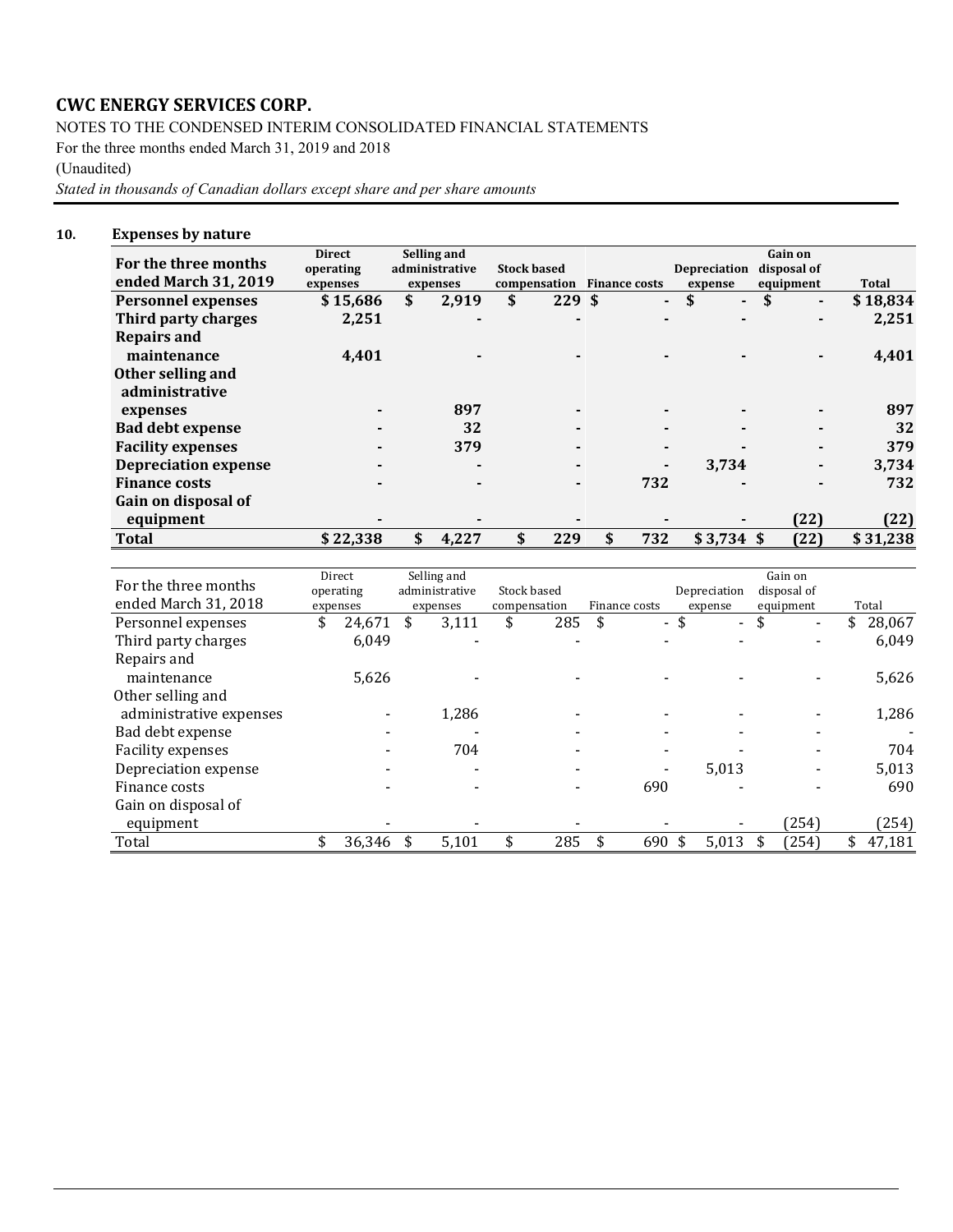# CWC ENERGY SERVICES CORP.

NOTES TO THE CONDENSED INTERIM CONSOLIDATED FINANCIAL STATEMENTS

For the three months ended March 31, 2019 and 2018

(Unaudited)

*Stated in thousands of Canadian dollars except share and per share amounts*

## 10. Expenses by nature

| For the three months ended March 31, 2019 | Direct operating expenses | Selling and administrative expenses | Stock based compensation | Finance costs | Depreciation expense | Gain on disposal of equipment | Total |
|---|---|---|---|---|---|---|---|
| **Personnel expenses** | **$ 15,686** | **$ 2,919** | **$ 229** | **$ -** | **$ -** | **$ -** | **$ 18,834** |
| **Third party charges** | **2,251** | **-** | **-** | **-** | **-** | **-** | **2,251** |
| **Repairs and maintenance** | **4,401** | **-** | **-** | **-** | **-** | **-** | **4,401** |
| **Other selling and administrative expenses** | **-** | **897** | **-** | **-** | **-** | **-** | **897** |
| **Bad debt expense** | **-** | **32** | **-** | **-** | **-** | **-** | **32** |
| **Facility expenses** | **-** | **379** | **-** | **-** | **-** | **-** | **379** |
| **Depreciation expense** | **-** | **-** | **-** | **-** | **3,734** | **-** | **3,734** |
| **Finance costs** | **-** | **-** | **-** | **732** | **-** | **-** | **732** |
| **Gain on disposal of equipment** | **-** | **-** | **-** | **-** | **-** | **(22)** | **(22)** |
| **Total** | **$ 22,338** | **$ 4,227** | **$ 229** | **$ 732** | **$ 3,734** | **$ (22)** | **$ 31,238** |

| For the three months ended March 31, 2018 | Direct operating expenses | Selling and administrative expenses | Stock based compensation | Finance costs | Depreciation expense | Gain on disposal of equipment | Total |
|---|---|---|---|---|---|---|---|
| Personnel expenses | $ 24,671 | $ 3,111 | $ 285 | $ - | $ - | $ - | $ 28,067 |
| Third party charges | 6,049 | - | - | - | - | - | 6,049 |
| Repairs and maintenance | 5,626 | - | - | - | - | - | 5,626 |
| Other selling and administrative expenses | - | 1,286 | - | - | - | - | 1,286 |
| Bad debt expense | - | - | - | - | - | - | - |
| Facility expenses | - | 704 | - | - | - | - | 704 |
| Depreciation expense | - | - | - | - | 5,013 | - | 5,013 |
| Finance costs | - | - | - | 690 | - | - | 690 |
| Gain on disposal of equipment | - | - | - | - | - | (254) | (254) |
| Total | $ 36,346 | $ 5,101 | $ 285 | $ 690 | $ 5,013 | $ (254) | $ 47,181 |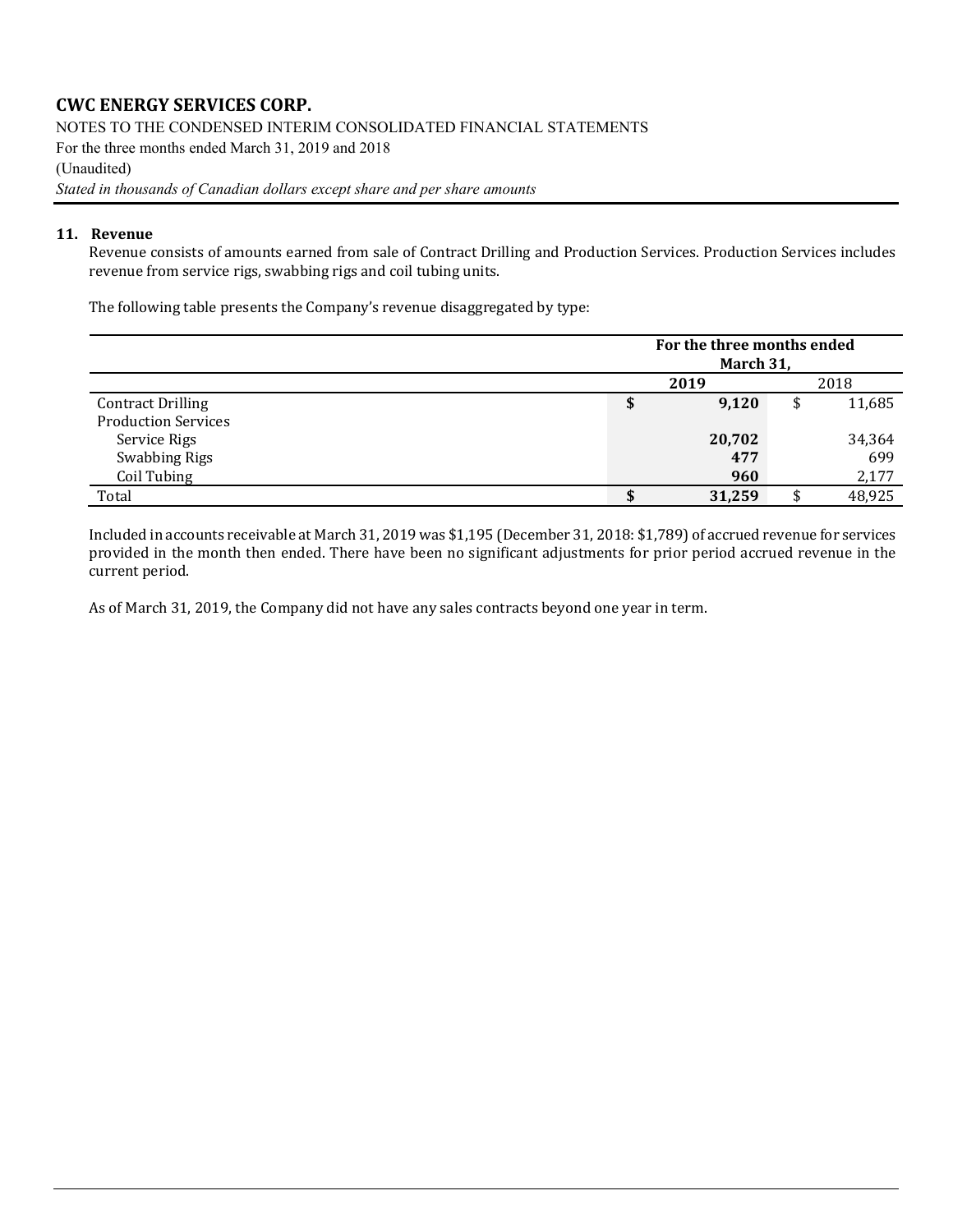# CWC ENERGY SERVICES CORP.

NOTES TO THE CONDENSED INTERIM CONSOLIDATED FINANCIAL STATEMENTS
For the three months ended March 31, 2019 and 2018
(Unaudited)
*Stated in thousands of Canadian dollars except share and per share amounts*

## 11. Revenue

Revenue consists of amounts earned from sale of Contract Drilling and Production Services. Production Services includes revenue from service rigs, swabbing rigs and coil tubing units.

The following table presents the Company's revenue disaggregated by type:

| | For the three months ended March 31, | |
|---|---|---|
| | **2019** | 2018 |
| Contract Drilling | **$ 9,120** | $ 11,685 |
| Production Services | | |
| Service Rigs | **20,702** | 34,364 |
| Swabbing Rigs | **477** | 699 |
| Coil Tubing | **960** | 2,177 |
| Total | **$ 31,259** | $ 48,925 |

Included in accounts receivable at March 31, 2019 was $1,195 (December 31, 2018: $1,789) of accrued revenue for services provided in the month then ended. There have been no significant adjustments for prior period accrued revenue in the current period.

As of March 31, 2019, the Company did not have any sales contracts beyond one year in term.